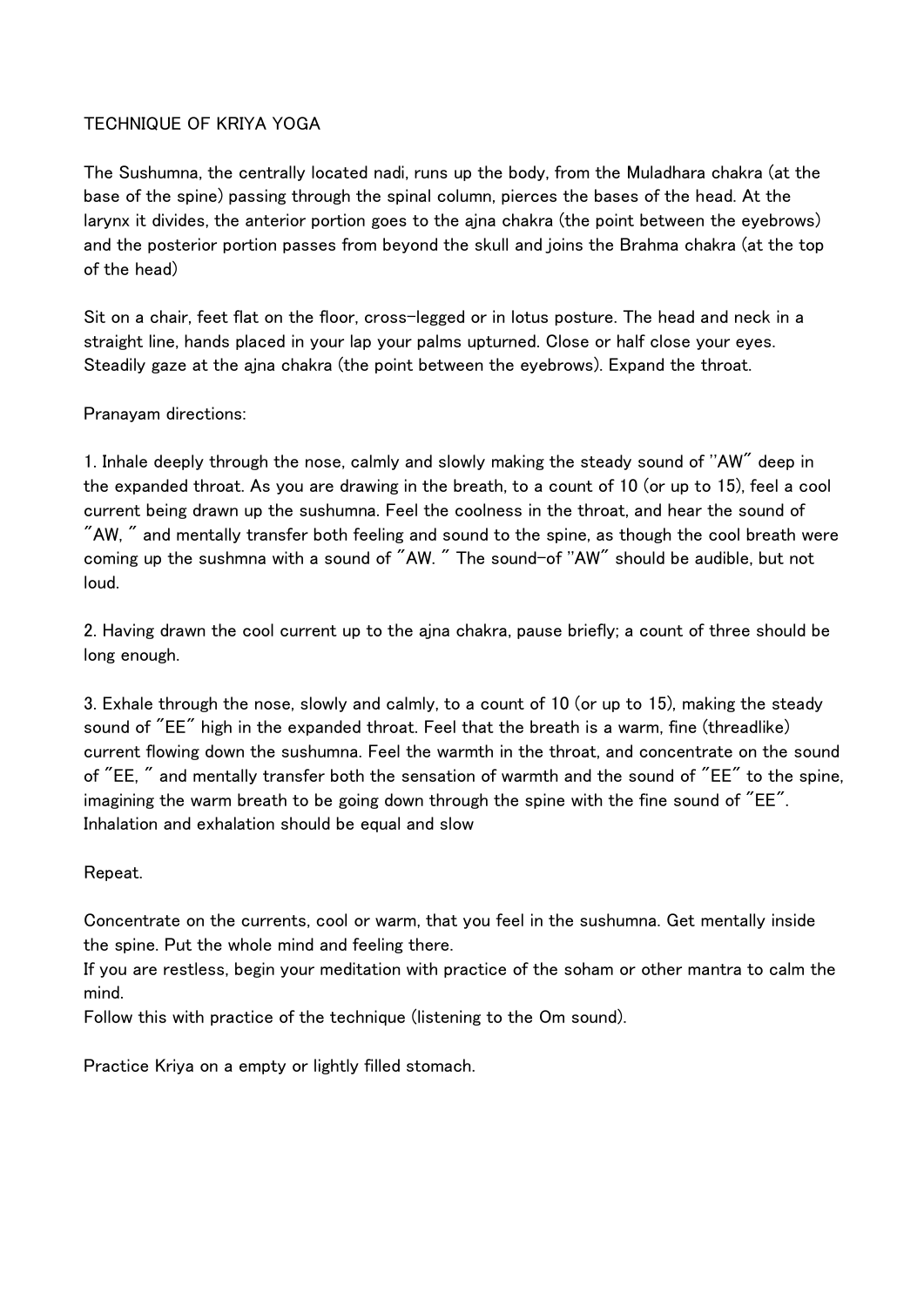# TECHNIQUE OF KRIYA YOGA

The Sushumna, the centrally located nadi, runs up the body, from the Muladhara chakra (at the base of the spine) passing through the spinal column, pierces the bases of the head. At the larynx it divides, the anterior portion goes to the ajna chakra (the point between the eyebrows) and the posterior portion passes from beyond the skull and joins the Brahma chakra (at the top of the head)

Sit on a chair, feet flat on the floor, cross-legged or in lotus posture. The head and neck in a straight line, hands placed in your lap your palms upturned. Close or half close your eyes. Steadily gaze at the ajna chakra (the point between the eyebrows). Expand the throat.

Pranayam directions:

1. Inhale deeply through the nose, calmly and slowly making the steady sound of "AW" deep in the expanded throat. As you are drawing in the breath, to a count of 10 (or up to 15), feel a cool current being drawn up the sushumna. Feel the coolness in the throat, and hear the sound of "AW, " and mentally transfer both feeling and sound to the spine, as though the cool breath were coming up the sushmna with a sound of "AW. " The sound-of "AW" should be audible, but not loud.

2. Having drawn the cool current up to the ajna chakra, pause briefly; a count of three should be long enough.

3. Exhale through the nose, slowly and calmly, to a count of 10 (or up to 15), making the steady sound of "EE" high in the expanded throat. Feel that the breath is a warm, fine (threadlike) current flowing down the sushumna. Feel the warmth in the throat, and concentrate on the sound of "EE, " and mentally transfer both the sensation of warmth and the sound of "EE" to the spine, imagining the warm breath to be going down through the spine with the fine sound of "EE". Inhalation and exhalation should be equal and slow

Repeat.

Concentrate on the currents, cool or warm, that you feel in the sushumna. Get mentally inside the spine. Put the whole mind and feeling there.
If you are restless, begin your meditation with practice of the soham or other mantra to calm the mind.
Follow this with practice of the technique (listening to the Om sound).

Practice Kriya on a empty or lightly filled stomach.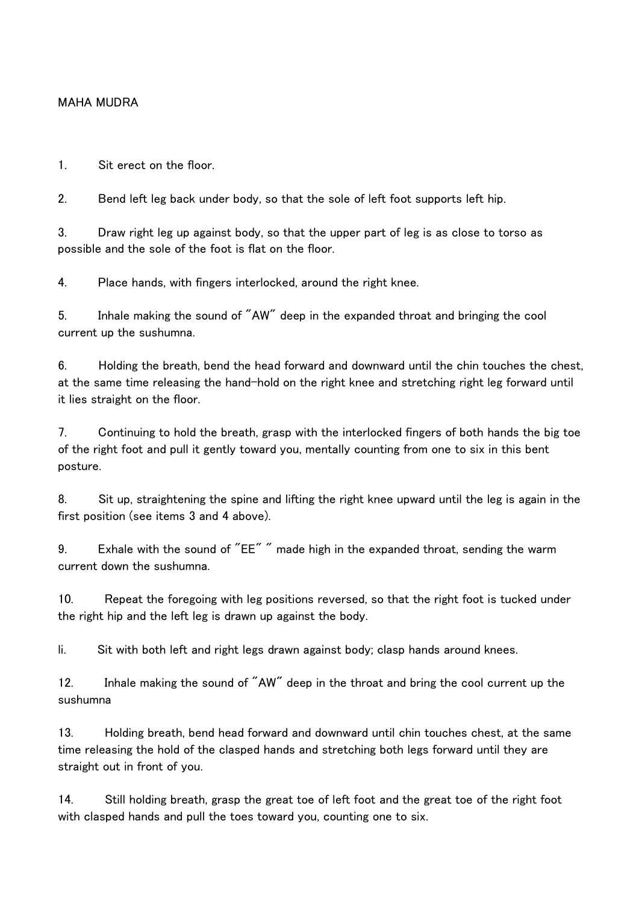MAHA MUDRA

1. Sit erect on the floor.

2. Bend left leg back under body, so that the sole of left foot supports left hip.

3. Draw right leg up against body, so that the upper part of leg is as close to torso as possible and the sole of the foot is flat on the floor.

4. Place hands, with fingers interlocked, around the right knee.

5. Inhale making the sound of "AW" deep in the expanded throat and bringing the cool current up the sushumna.

6. Holding the breath, bend the head forward and downward until the chin touches the chest, at the same time releasing the hand-hold on the right knee and stretching right leg forward until it lies straight on the floor.

7. Continuing to hold the breath, grasp with the interlocked fingers of both hands the big toe of the right foot and pull it gently toward you, mentally counting from one to six in this bent posture.

8. Sit up, straightening the spine and lifting the right knee upward until the leg is again in the first position (see items 3 and 4 above).

9. Exhale with the sound of "EE" " made high in the expanded throat, sending the warm current down the sushumna.

10. Repeat the foregoing with leg positions reversed, so that the right foot is tucked under the right hip and the left leg is drawn up against the body.

li. Sit with both left and right legs drawn against body; clasp hands around knees.

12. Inhale making the sound of "AW" deep in the throat and bring the cool current up the sushumna

13. Holding breath, bend head forward and downward until chin touches chest, at the same time releasing the hold of the clasped hands and stretching both legs forward until they are straight out in front of you.

14. Still holding breath, grasp the great toe of left foot and the great toe of the right foot with clasped hands and pull the toes toward you, counting one to six.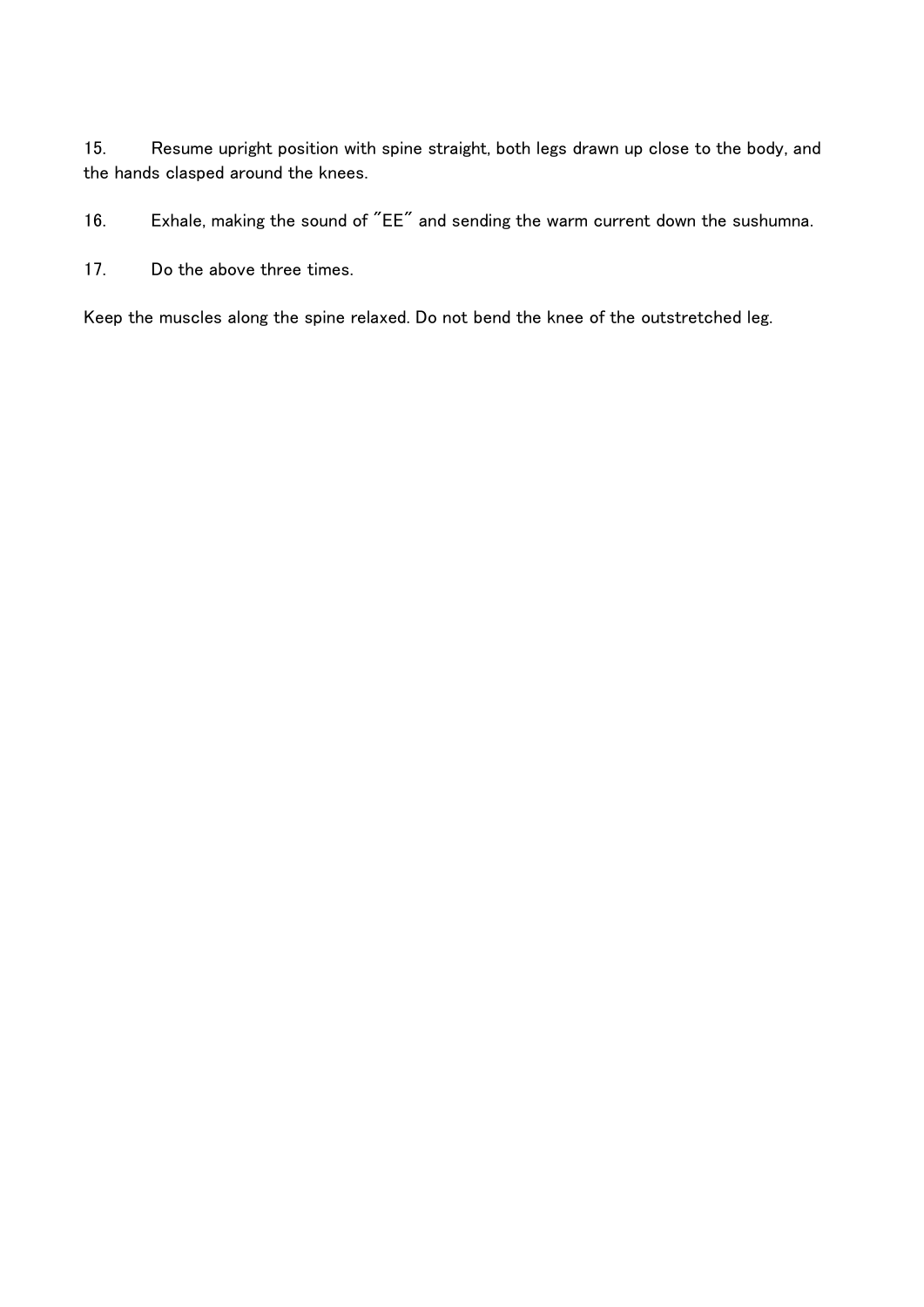15. Resume upright position with spine straight, both legs drawn up close to the body, and the hands clasped around the knees.

16. Exhale, making the sound of "EE" and sending the warm current down the sushumna.

17. Do the above three times.

Keep the muscles along the spine relaxed. Do not bend the knee of the outstretched leg.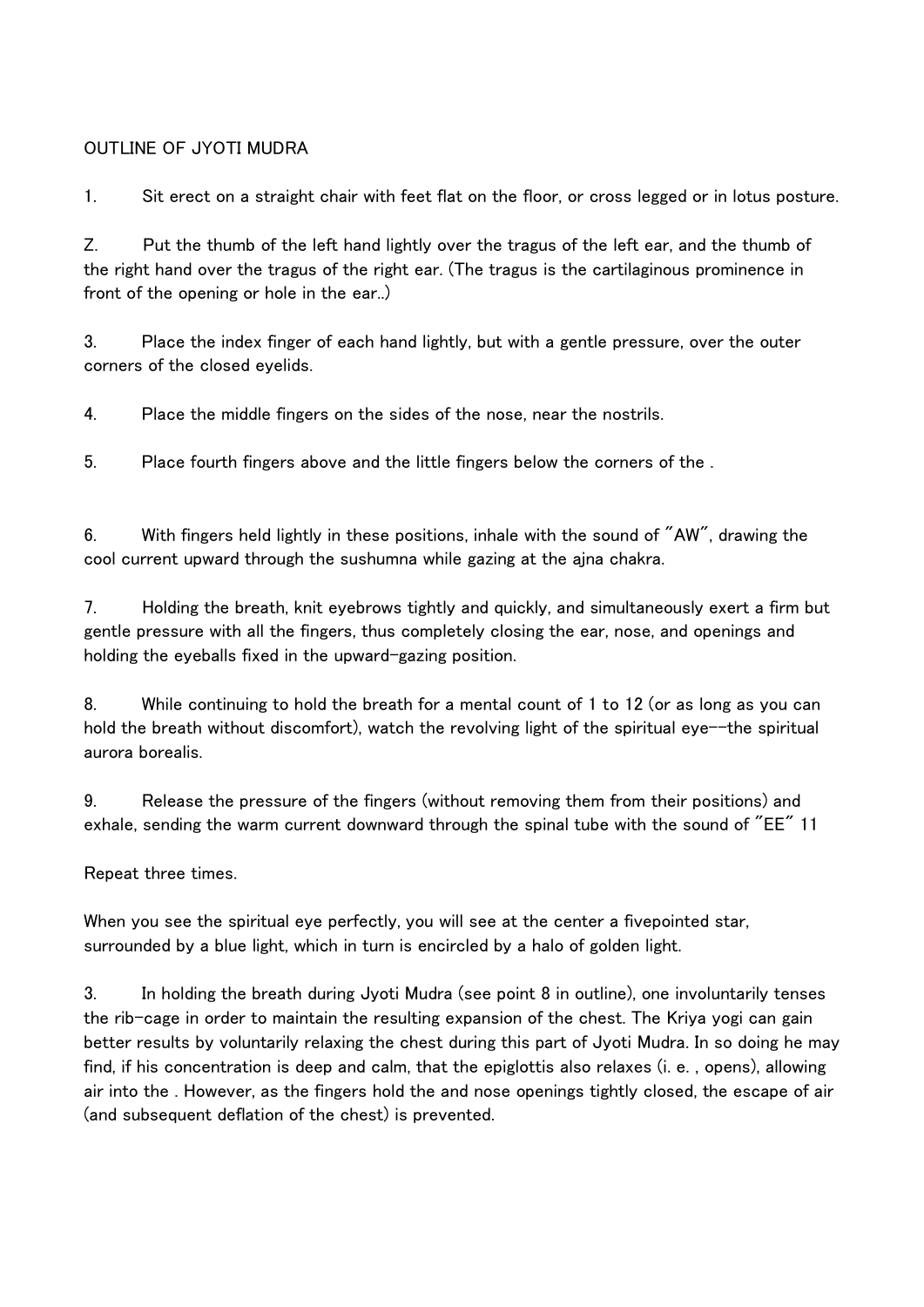OUTLINE OF JYOTI MUDRA

1. Sit erect on a straight chair with feet flat on the floor, or cross legged or in lotus posture.

Z. Put the thumb of the left hand lightly over the tragus of the left ear, and the thumb of the right hand over the tragus of the right ear. (The tragus is the cartilaginous prominence in front of the opening or hole in the ear..)

3. Place the index finger of each hand lightly, but with a gentle pressure, over the outer corners of the closed eyelids.

4. Place the middle fingers on the sides of the nose, near the nostrils.

5. Place fourth fingers above and the little fingers below the corners of the .

6. With fingers held lightly in these positions, inhale with the sound of "AW", drawing the cool current upward through the sushumna while gazing at the ajna chakra.

7. Holding the breath, knit eyebrows tightly and quickly, and simultaneously exert a firm but gentle pressure with all the fingers, thus completely closing the ear, nose, and openings and holding the eyeballs fixed in the upward-gazing position.

8. While continuing to hold the breath for a mental count of 1 to 12 (or as long as you can hold the breath without discomfort), watch the revolving light of the spiritual eye--the spiritual aurora borealis.

9. Release the pressure of the fingers (without removing them from their positions) and exhale, sending the warm current downward through the spinal tube with the sound of "EE" 11

Repeat three times.

When you see the spiritual eye perfectly, you will see at the center a fivepointed star, surrounded by a blue light, which in turn is encircled by a halo of golden light.

3. In holding the breath during Jyoti Mudra (see point 8 in outline), one involuntarily tenses the rib-cage in order to maintain the resulting expansion of the chest. The Kriya yogi can gain better results by voluntarily relaxing the chest during this part of Jyoti Mudra. In so doing he may find, if his concentration is deep and calm, that the epiglottis also relaxes (i. e. , opens), allowing air into the . However, as the fingers hold the and nose openings tightly closed, the escape of air (and subsequent deflation of the chest) is prevented.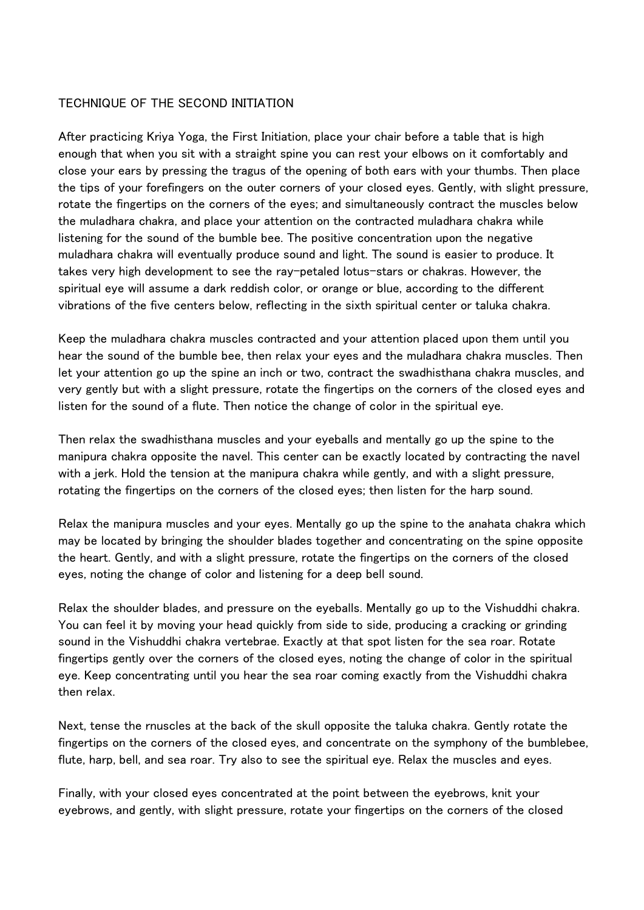TECHNIQUE OF THE SECOND INITIATION

After practicing Kriya Yoga, the First Initiation, place your chair before a table that is high enough that when you sit with a straight spine you can rest your elbows on it comfortably and close your ears by pressing the tragus of the opening of both ears with your thumbs. Then place the tips of your forefingers on the outer corners of your closed eyes. Gently, with slight pressure, rotate the fingertips on the corners of the eyes; and simultaneously contract the muscles below the muladhara chakra, and place your attention on the contracted muladhara chakra while listening for the sound of the bumble bee. The positive concentration upon the negative muladhara chakra will eventually produce sound and light. The sound is easier to produce. It takes very high development to see the ray-petaled lotus-stars or chakras. However, the spiritual eye will assume a dark reddish color, or orange or blue, according to the different vibrations of the five centers below, reflecting in the sixth spiritual center or taluka chakra.

Keep the muladhara chakra muscles contracted and your attention placed upon them until you hear the sound of the bumble bee, then relax your eyes and the muladhara chakra muscles. Then let your attention go up the spine an inch or two, contract the swadhisthana chakra muscles, and very gently but with a slight pressure, rotate the fingertips on the corners of the closed eyes and listen for the sound of a flute. Then notice the change of color in the spiritual eye.

Then relax the swadhisthana muscles and your eyeballs and mentally go up the spine to the manipura chakra opposite the navel. This center can be exactly located by contracting the navel with a jerk. Hold the tension at the manipura chakra while gently, and with a slight pressure, rotating the fingertips on the corners of the closed eyes; then listen for the harp sound.

Relax the manipura muscles and your eyes. Mentally go up the spine to the anahata chakra which may be located by bringing the shoulder blades together and concentrating on the spine opposite the heart. Gently, and with a slight pressure, rotate the fingertips on the corners of the closed eyes, noting the change of color and listening for a deep bell sound.

Relax the shoulder blades, and pressure on the eyeballs. Mentally go up to the Vishuddhi chakra. You can feel it by moving your head quickly from side to side, producing a cracking or grinding sound in the Vishuddhi chakra vertebrae. Exactly at that spot listen for the sea roar. Rotate fingertips gently over the corners of the closed eyes, noting the change of color in the spiritual eye. Keep concentrating until you hear the sea roar coming exactly from the Vishuddhi chakra then relax.

Next, tense the rnuscles at the back of the skull opposite the taluka chakra. Gently rotate the fingertips on the corners of the closed eyes, and concentrate on the symphony of the bumblebee, flute, harp, bell, and sea roar. Try also to see the spiritual eye. Relax the muscles and eyes.

Finally, with your closed eyes concentrated at the point between the eyebrows, knit your eyebrows, and gently, with slight pressure, rotate your fingertips on the corners of the closed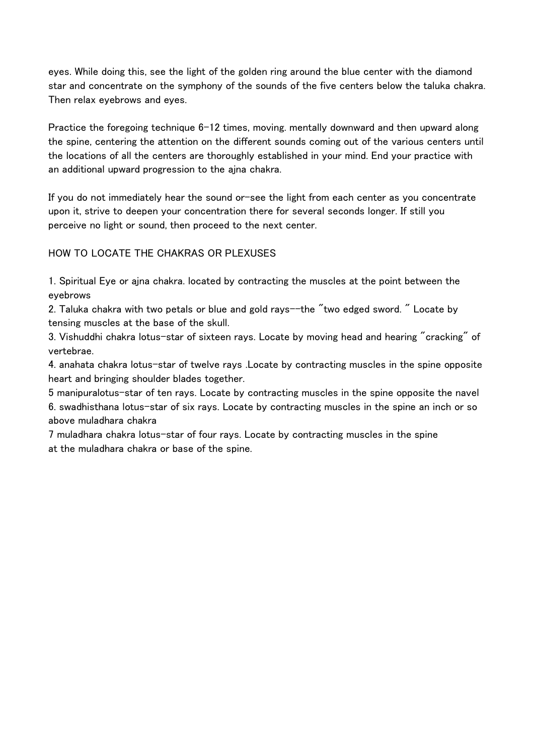eyes. While doing this, see the light of the golden ring around the blue center with the diamond star and concentrate on the symphony of the sounds of the five centers below the taluka chakra. Then relax eyebrows and eyes.

Practice the foregoing technique 6-12 times, moving. mentally downward and then upward along the spine, centering the attention on the different sounds coming out of the various centers until the locations of all the centers are thoroughly established in your mind. End your practice with an additional upward progression to the ajna chakra.

If you do not immediately hear the sound or-see the light from each center as you concentrate upon it, strive to deepen your concentration there for several seconds longer. If still you perceive no light or sound, then proceed to the next center.

HOW TO LOCATE THE CHAKRAS OR PLEXUSES

1. Spiritual Eye or ajna chakra. located by contracting the muscles at the point between the eyebrows
2. Taluka chakra with two petals or blue and gold rays--the "two edged sword. " Locate by tensing muscles at the base of the skull.
3. Vishuddhi chakra lotus-star of sixteen rays. Locate by moving head and hearing "cracking" of vertebrae.
4. anahata chakra lotus-star of twelve rays .Locate by contracting muscles in the spine opposite heart and bringing shoulder blades together.
5 manipuralotus-star of ten rays. Locate by contracting muscles in the spine opposite the navel
6. swadhisthana lotus-star of six rays. Locate by contracting muscles in the spine an inch or so above muladhara chakra
7 muladhara chakra lotus-star of four rays. Locate by contracting muscles in the spine at the muladhara chakra or base of the spine.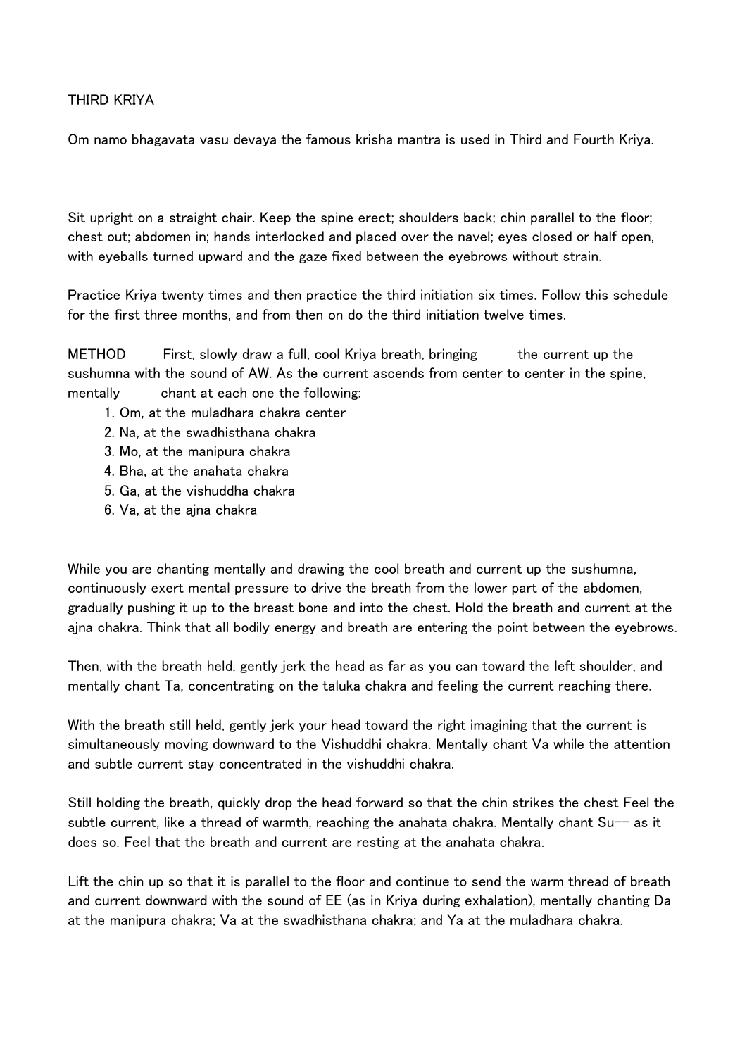THIRD KRIYA

Om namo bhagavata vasu devaya the famous krisha mantra is used in Third and Fourth Kriya.

Sit upright on a straight chair. Keep the spine erect; shoulders back; chin parallel to the floor; chest out; abdomen in; hands interlocked and placed over the navel; eyes closed or half open, with eyeballs turned upward and the gaze fixed between the eyebrows without strain.

Practice Kriya twenty times and then practice the third initiation six times. Follow this schedule for the first three months, and from then on do the third initiation twelve times.

METHOD First, slowly draw a full, cool Kriya breath, bringing the current up the sushumna with the sound of AW. As the current ascends from center to center in the spine, mentally chant at each one the following:

1. Om, at the muladhara chakra center
2. Na, at the swadhisthana chakra
3. Mo, at the manipura chakra
4. Bha, at the anahata chakra
5. Ga, at the vishuddha chakra
6. Va, at the ajna chakra

While you are chanting mentally and drawing the cool breath and current up the sushumna, continuously exert mental pressure to drive the breath from the lower part of the abdomen, gradually pushing it up to the breast bone and into the chest. Hold the breath and current at the ajna chakra. Think that all bodily energy and breath are entering the point between the eyebrows.

Then, with the breath held, gently jerk the head as far as you can toward the left shoulder, and mentally chant Ta, concentrating on the taluka chakra and feeling the current reaching there.

With the breath still held, gently jerk your head toward the right imagining that the current is simultaneously moving downward to the Vishuddhi chakra. Mentally chant Va while the attention and subtle current stay concentrated in the vishuddhi chakra.

Still holding the breath, quickly drop the head forward so that the chin strikes the chest Feel the subtle current, like a thread of warmth, reaching the anahata chakra. Mentally chant Su-- as it does so. Feel that the breath and current are resting at the anahata chakra.

Lift the chin up so that it is parallel to the floor and continue to send the warm thread of breath and current downward with the sound of EE (as in Kriya during exhalation), mentally chanting Da at the manipura chakra; Va at the swadhisthana chakra; and Ya at the muladhara chakra.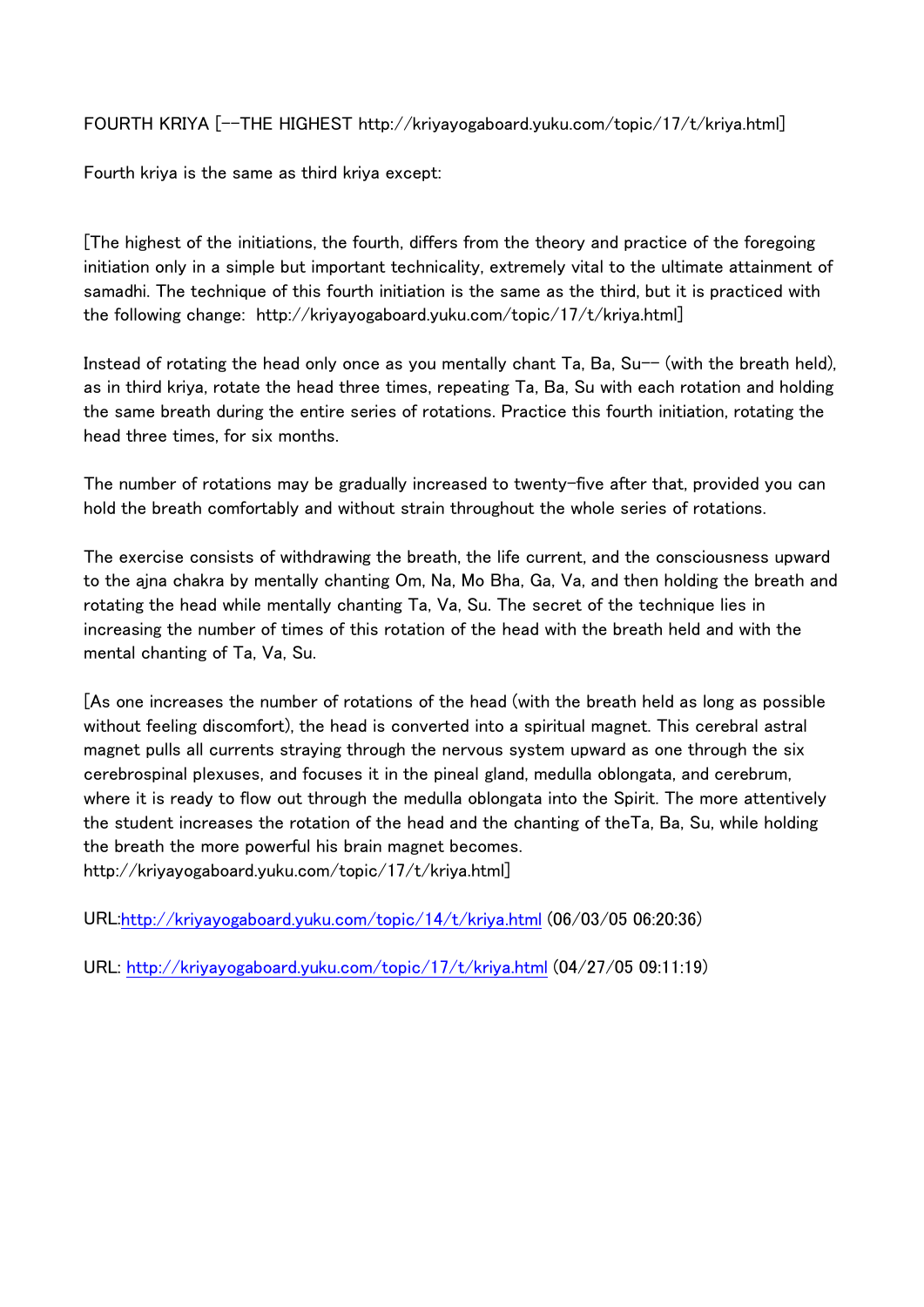FOURTH KRIYA [--THE HIGHEST http://kriyayogaboard.yuku.com/topic/17/t/kriya.html]

Fourth kriya is the same as third kriya except:

[The highest of the initiations, the fourth, differs from the theory and practice of the foregoing initiation only in a simple but important technicality, extremely vital to the ultimate attainment of samadhi. The technique of this fourth initiation is the same as the third, but it is practiced with the following change: http://kriyayogaboard.yuku.com/topic/17/t/kriya.html]

Instead of rotating the head only once as you mentally chant Ta, Ba, Su-- (with the breath held), as in third kriya, rotate the head three times, repeating Ta, Ba, Su with each rotation and holding the same breath during the entire series of rotations. Practice this fourth initiation, rotating the head three times, for six months.

The number of rotations may be gradually increased to twenty-five after that, provided you can hold the breath comfortably and without strain throughout the whole series of rotations.

The exercise consists of withdrawing the breath, the life current, and the consciousness upward to the ajna chakra by mentally chanting Om, Na, Mo Bha, Ga, Va, and then holding the breath and rotating the head while mentally chanting Ta, Va, Su. The secret of the technique lies in increasing the number of times of this rotation of the head with the breath held and with the mental chanting of Ta, Va, Su.

[As one increases the number of rotations of the head (with the breath held as long as possible without feeling discomfort), the head is converted into a spiritual magnet. This cerebral astral magnet pulls all currents straying through the nervous system upward as one through the six cerebrospinal plexuses, and focuses it in the pineal gland, medulla oblongata, and cerebrum, where it is ready to flow out through the medulla oblongata into the Spirit. The more attentively the student increases the rotation of the head and the chanting of theTa, Ba, Su, while holding the breath the more powerful his brain magnet becomes. http://kriyayogaboard.yuku.com/topic/17/t/kriya.html]

URL:http://kriyayogaboard.yuku.com/topic/14/t/kriya.html (06/03/05 06:20:36)

URL: http://kriyayogaboard.yuku.com/topic/17/t/kriya.html (04/27/05 09:11:19)